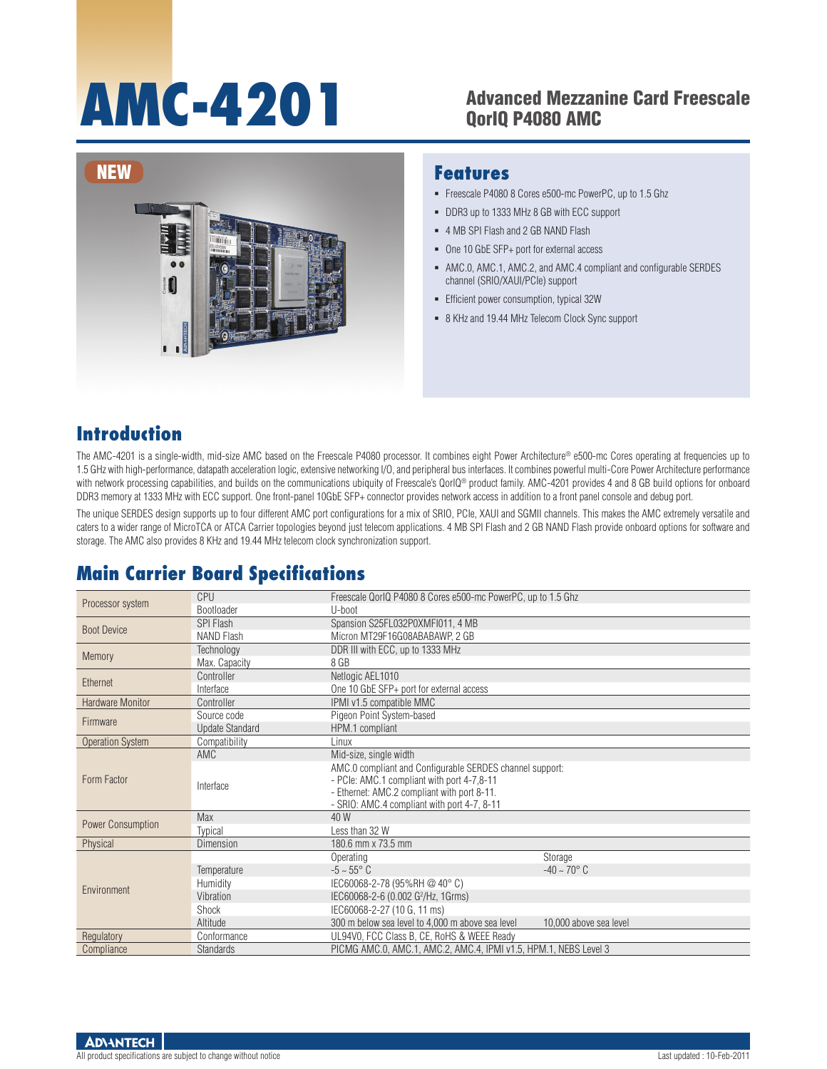# AMC-4201

## Advanced Mezzanine Card Freescale QorIQ P4080 AMC

NEW

## Features

- Freescale P4080 8 Cores e500-mc PowerPC, up to 1.5 Ghz
- DDR3 up to 1333 MHz 8 GB with ECC support
- 4 MB SPI Flash and 2 GB NAND Flash
- One 10 GbE SFP+ port for external access
- AMC.0, AMC.1, AMC.2, and AMC.4 compliant and configurable SERDES channel (SRIO/XAUI/PCIe) support
- Efficient power consumption, typical 32W
- 8 KHz and 19.44 MHz Telecom Clock Sync support

## Introduction

The AMC-4201 is a single-width, mid-size AMC based on the Freescale P4080 processor. It combines eight Power Architecture® e500-mc Cores operating at frequencies up to 1.5 GHz with high-performance, datapath acceleration logic, extensive networking I/O, and peripheral bus interfaces. It combines powerful multi-Core Power Architecture performance with network processing capabilities, and builds on the communications ubiquity of Freescale's QorIQ® product family. AMC-4201 provides 4 and 8 GB build options for onboard DDR3 memory at 1333 MHz with ECC support. One front-panel 10GbE SFP+ connector provides network access in addition to a front panel console and debug port.

The unique SERDES design supports up to four different AMC port configurations for a mix of SRIO, PCIe, XAUI and SGMII channels. This makes the AMC extremely versatile and caters to a wider range of MicroTCA or ATCA Carrier topologies beyond just telecom applications. 4 MB SPI Flash and 2 GB NAND Flash provide onboard options for software and storage. The AMC also provides 8 KHz and 19.44 MHz telecom clock synchronization support.

## Main Carrier Board Specifications

| Category | Item | Specification | |
|---|---|---|---|
| Processor system | CPU | Freescale QorIQ P4080 8 Cores e500-mc PowerPC, up to 1.5 Ghz | |
| | Bootloader | U-boot | |
| Boot Device | SPI Flash | Spansion S25FL032P0XMFI011, 4 MB | |
| | NAND Flash | Micron MT29F16G08ABABAWP, 2 GB | |
| Memory | Technology | DDR III with ECC, up to 1333 MHz | |
| | Max. Capacity | 8 GB | |
| Ethernet | Controller | Netlogic AEL1010 | |
| | Interface | One 10 GbE SFP+ port for external access | |
| Hardware Monitor | Controller | IPMI v1.5 compatible MMC | |
| Firmware | Source code | Pigeon Point System-based | |
| | Update Standard | HPM.1 compliant | |
| Operation System | Compatibility | Linux | |
| Form Factor | AMC | Mid-size, single width | |
| | Interface | AMC.0 compliant and Configurable SERDES channel support:<br>- PCIe: AMC.1 compliant with port 4-7,8-11<br>- Ethernet: AMC.2 compliant with port 8-11.<br>- SRIO: AMC.4 compliant with port 4-7, 8-11 | |
| Power Consumption | Max | 40 W | |
| | Typical | Less than 32 W | |
| Physical | Dimension | 180.6 mm x 73.5 mm | |
| Environment | | Operating | Storage |
| | Temperature | -5 ~ 55° C | -40 ~ 70° C |
| | Humidity | IEC60068-2-78 (95%RH @ 40° C) | |
| | Vibration | IEC60068-2-6 (0.002 G²/Hz, 1Grms) | |
| | Shock | IEC60068-2-27 (10 G, 11 ms) | |
| | Altitude | 300 m below sea level to 4,000 m above sea level | 10,000 above sea level |
| Regulatory | Conformance | UL94V0, FCC Class B, CE, RoHS & WEEE Ready | |
| Compliance | Standards | PICMG AMC.0, AMC.1, AMC.2, AMC.4, IPMI v1.5, HPM.1, NEBS Level 3 | |

All product specifications are subject to change without notice

Last updated : 10-Feb-2011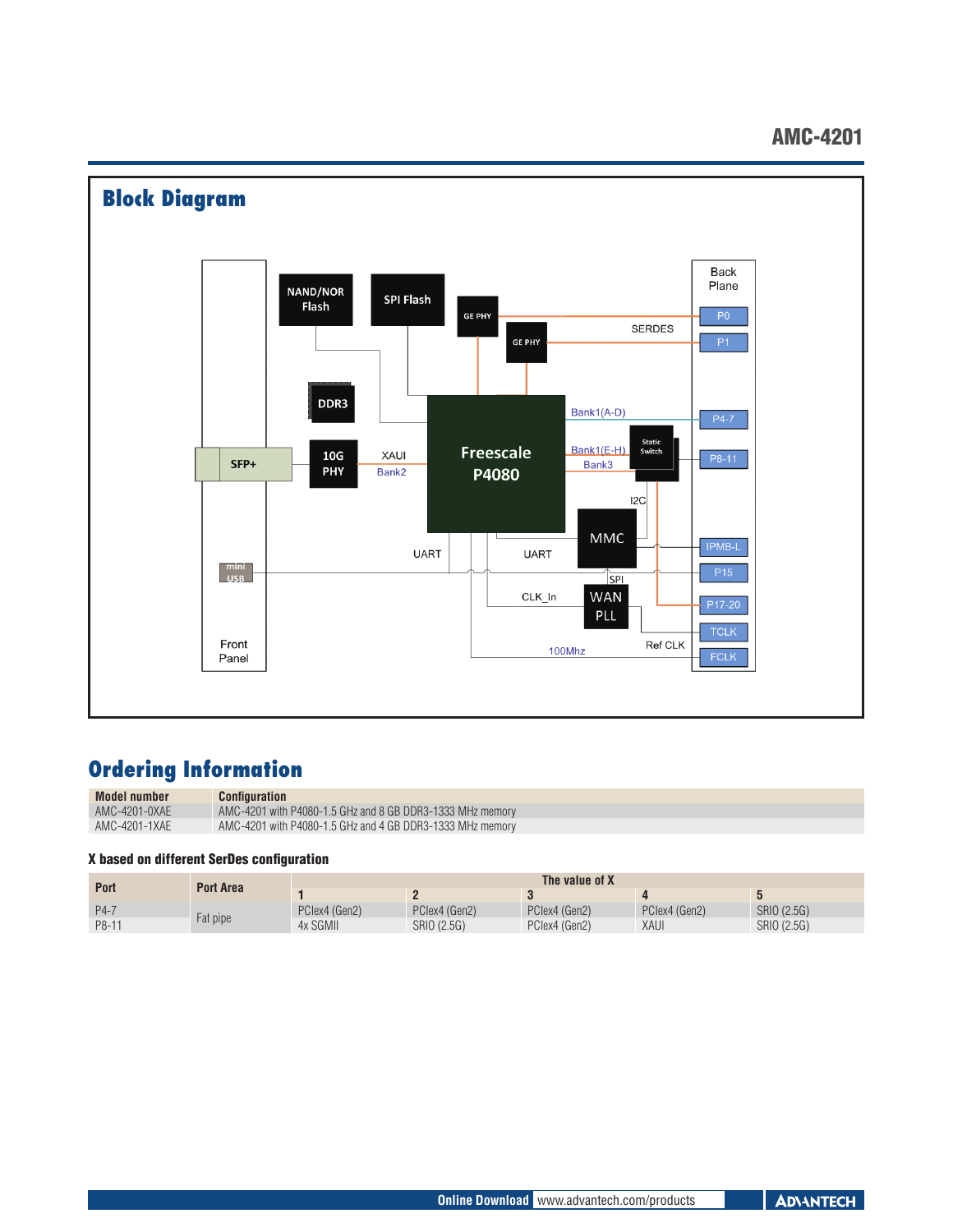## Block Diagram

Back Plane
NAND/NOR Flash
SPI Flash
GE PHY
GE PHY
SERDES
P0
P1
DDR3
Bank1(A-D)
P4-7
Static Switch
SFP+
10G PHY
XAUI
Bank2
Freescale P4080
Bank1(E-H)
Bank3
P8-11
I2C
MMC
IPMB-L
mini USB
UART
UART
P15
SPI
CLK_In
WAN PLL
P17-20
TCLK
Front Panel
100Mhz
Ref CLK
FCLK

## Ordering Information

| Model number | Configuration |
|---|---|
| AMC-4201-0XAE | AMC-4201 with P4080-1.5 GHz and 8 GB DDR3-1333 MHz memory |
| AMC-4201-1XAE | AMC-4201 with P4080-1.5 GHz and 4 GB DDR3-1333 MHz memory |

### X based on different SerDes configuration

| Port | Port Area | The value of X | | | | |
|---|---|---|---|---|---|---|
| | | 1 | 2 | 3 | 4 | 5 |
| P4-7 | Fat pipe | PCIex4 (Gen2) | PCIex4 (Gen2) | PCIex4 (Gen2) | PCIex4 (Gen2) | SRIO (2.5G) |
| P8-11 | | 4x SGMII | SRIO (2.5G) | PCIex4 (Gen2) | XAUI | SRIO (2.5G) |